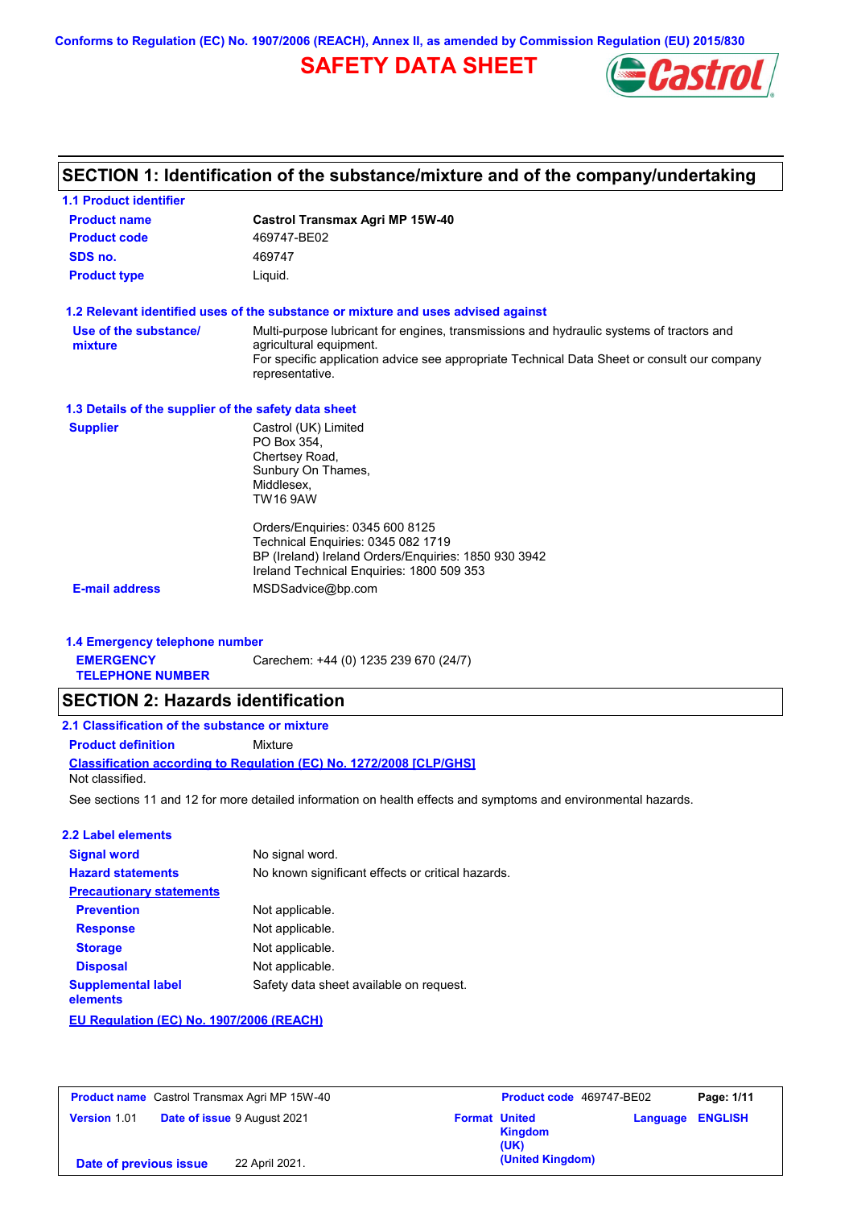Conforms to Regulation (EC) No. 1907/2006 (REACH), Annex II, as amended by Commission Regulation (EU) 2015/830

# SAFETY DATA SHEET

## SECTION 1: Identification of the substance/mixture and of the company/undertaking

### 1.1 Product identifier

| | |
|---|---|
| **Product name** | **Castrol Transmax Agri MP 15W-40** |
| **Product code** | 469747-BE02 |
| **SDS no.** | 469747 |
| **Product type** | Liquid. |

### 1.2 Relevant identified uses of the substance or mixture and uses advised against

| | |
|---|---|
| **Use of the substance/ mixture** | Multi-purpose lubricant for engines, transmissions and hydraulic systems of tractors and agricultural equipment.<br>For specific application advice see appropriate Technical Data Sheet or consult our company representative. |

### 1.3 Details of the supplier of the safety data sheet

| | |
|---|---|
| **Supplier** | Castrol (UK) Limited<br>PO Box 354,<br>Chertsey Road,<br>Sunbury On Thames,<br>Middlesex,<br>TW16 9AW<br><br>Orders/Enquiries: 0345 600 8125<br>Technical Enquiries: 0345 082 1719<br>BP (Ireland) Ireland Orders/Enquiries: 1850 930 3942<br>Ireland Technical Enquiries: 1800 509 353 |
| **E-mail address** | MSDSadvice@bp.com |

### 1.4 Emergency telephone number

| | |
|---|---|
| **EMERGENCY TELEPHONE NUMBER** | Carechem: +44 (0) 1235 239 670 (24/7) |

## SECTION 2: Hazards identification

### 2.1 Classification of the substance or mixture

**Product definition** Mixture

**Classification according to Regulation (EC) No. 1272/2008 [CLP/GHS]**

Not classified.

See sections 11 and 12 for more detailed information on health effects and symptoms and environmental hazards.

### 2.2 Label elements

| | |
|---|---|
| **Signal word** | No signal word. |
| **Hazard statements** | No known significant effects or critical hazards. |
| **Precautionary statements** | |
| **Prevention** | Not applicable. |
| **Response** | Not applicable. |
| **Storage** | Not applicable. |
| **Disposal** | Not applicable. |
| **Supplemental label elements** | Safety data sheet available on request. |

**EU Regulation (EC) No. 1907/2006 (REACH)**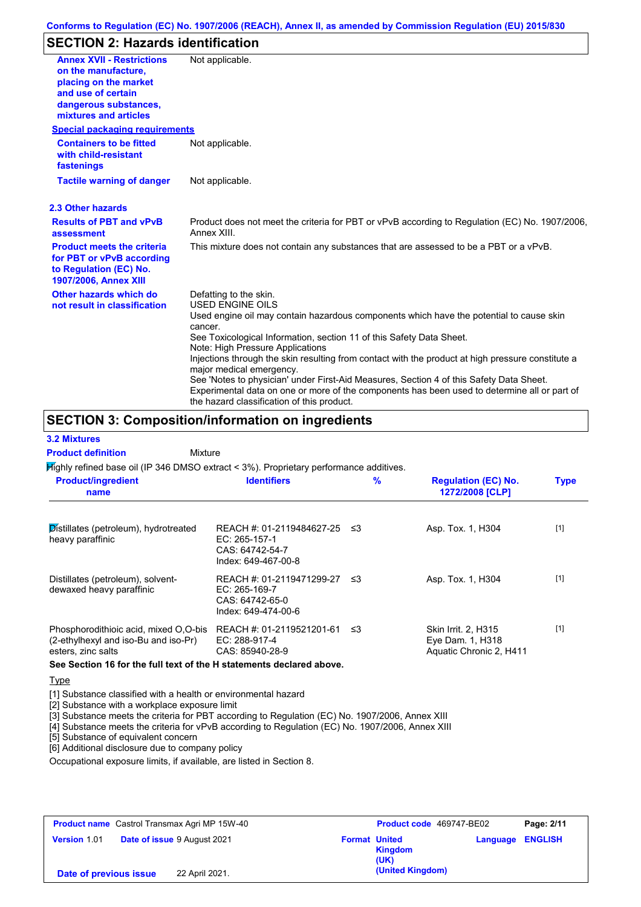## SECTION 2: Hazards identification

| | |
|---|---|
| **Annex XVII - Restrictions on the manufacture, placing on the market and use of certain dangerous substances, mixtures and articles** | Not applicable. |

**Special packaging requirements**

| | |
|---|---|
| **Containers to be fitted with child-resistant fastenings** | Not applicable. |
| **Tactile warning of danger** | Not applicable. |

### 2.3 Other hazards

| | |
|---|---|
| **Results of PBT and vPvB assessment** | Product does not meet the criteria for PBT or vPvB according to Regulation (EC) No. 1907/2006, Annex XIII. |
| **Product meets the criteria for PBT or vPvB according to Regulation (EC) No. 1907/2006, Annex XIII** | This mixture does not contain any substances that are assessed to be a PBT or a vPvB. |
| **Other hazards which do not result in classification** | Defatting to the skin.<br>USED ENGINE OILS<br>Used engine oil may contain hazardous components which have the potential to cause skin cancer.<br>See Toxicological Information, section 11 of this Safety Data Sheet.<br>Note: High Pressure Applications<br>Injections through the skin resulting from contact with the product at high pressure constitute a major medical emergency.<br>See 'Notes to physician' under First-Aid Measures, Section 4 of this Safety Data Sheet.<br>Experimental data on one or more of the components has been used to determine all or part of the hazard classification of this product. |

## SECTION 3: Composition/information on ingredients

### 3.2 Mixtures

**Product definition** Mixture

Highly refined base oil (IP 346 DMSO extract < 3%). Proprietary performance additives.

| Product/ingredient name | Identifiers | % | Regulation (EC) No. 1272/2008 [CLP] | Type |
|---|---|---|---|---|
| Distillates (petroleum), hydrotreated heavy paraffinic | REACH #: 01-2119484627-25<br>EC: 265-157-1<br>CAS: 64742-54-7<br>Index: 649-467-00-8 | ≤3 | Asp. Tox. 1, H304 | [1] |
| Distillates (petroleum), solvent-dewaxed heavy paraffinic | REACH #: 01-2119471299-27<br>EC: 265-169-7<br>CAS: 64742-65-0<br>Index: 649-474-00-6 | ≤3 | Asp. Tox. 1, H304 | [1] |
| Phosphorodithioic acid, mixed O,O-bis (2-ethylhexyl and iso-Bu and iso-Pr) esters, zinc salts | REACH #: 01-2119521201-61<br>EC: 288-917-4<br>CAS: 85940-28-9 | ≤3 | Skin Irrit. 2, H315<br>Eye Dam. 1, H318<br>Aquatic Chronic 2, H411 | [1] |

**See Section 16 for the full text of the H statements declared above.**

Type

[1] Substance classified with a health or environmental hazard
[2] Substance with a workplace exposure limit
[3] Substance meets the criteria for PBT according to Regulation (EC) No. 1907/2006, Annex XIII
[4] Substance meets the criteria for vPvB according to Regulation (EC) No. 1907/2006, Annex XIII
[5] Substance of equivalent concern
[6] Additional disclosure due to company policy

Occupational exposure limits, if available, are listed in Section 8.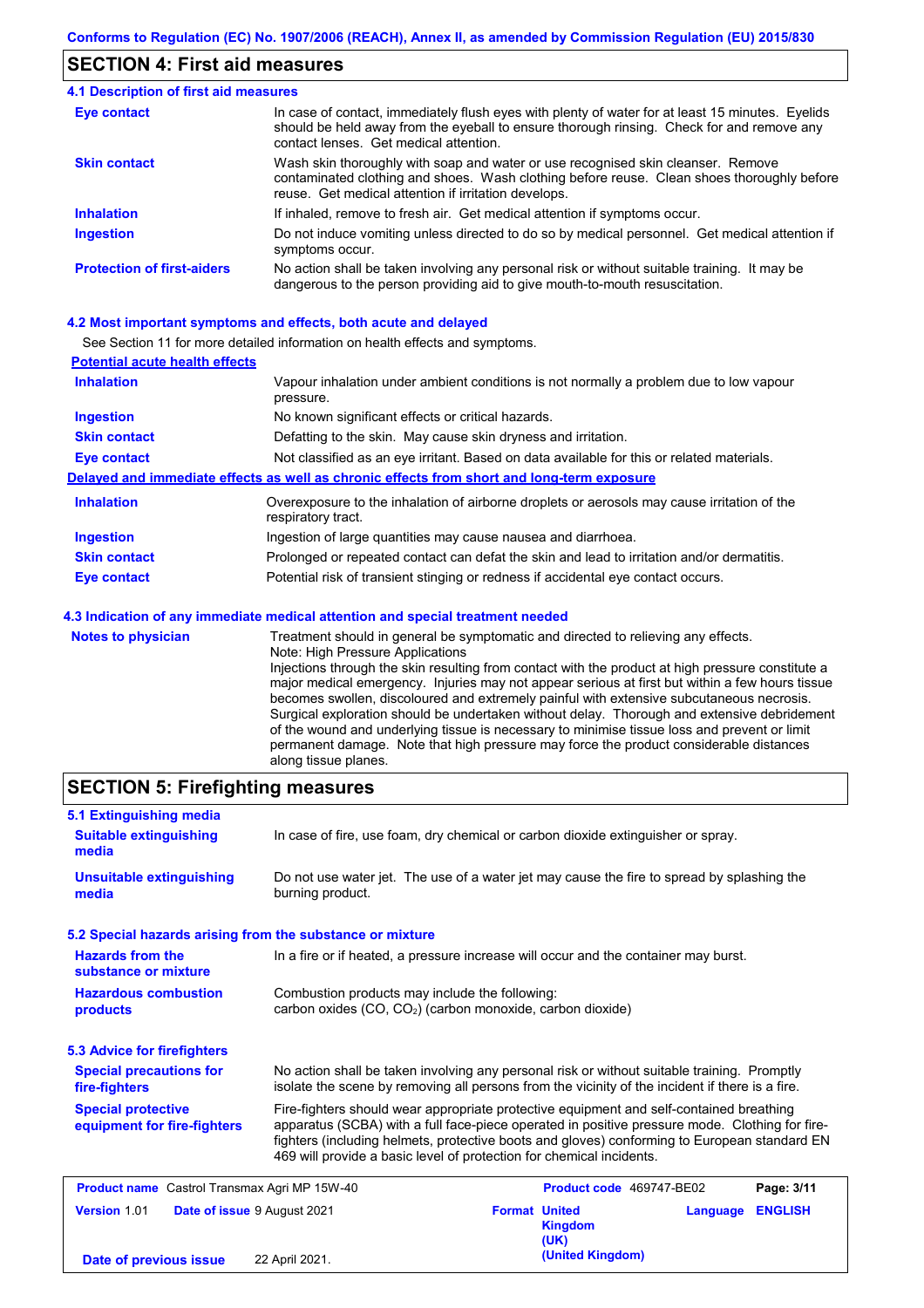## SECTION 4: First aid measures

### 4.1 Description of first aid measures

| | |
|---|---|
| **Eye contact** | In case of contact, immediately flush eyes with plenty of water for at least 15 minutes. Eyelids should be held away from the eyeball to ensure thorough rinsing. Check for and remove any contact lenses. Get medical attention. |
| **Skin contact** | Wash skin thoroughly with soap and water or use recognised skin cleanser. Remove contaminated clothing and shoes. Wash clothing before reuse. Clean shoes thoroughly before reuse. Get medical attention if irritation develops. |
| **Inhalation** | If inhaled, remove to fresh air. Get medical attention if symptoms occur. |
| **Ingestion** | Do not induce vomiting unless directed to do so by medical personnel. Get medical attention if symptoms occur. |
| **Protection of first-aiders** | No action shall be taken involving any personal risk or without suitable training. It may be dangerous to the person providing aid to give mouth-to-mouth resuscitation. |

### 4.2 Most important symptoms and effects, both acute and delayed

See Section 11 for more detailed information on health effects and symptoms.

**Potential acute health effects**

| | |
|---|---|
| **Inhalation** | Vapour inhalation under ambient conditions is not normally a problem due to low vapour pressure. |
| **Ingestion** | No known significant effects or critical hazards. |
| **Skin contact** | Defatting to the skin. May cause skin dryness and irritation. |
| **Eye contact** | Not classified as an eye irritant. Based on data available for this or related materials. |

**Delayed and immediate effects as well as chronic effects from short and long-term exposure**

| | |
|---|---|
| **Inhalation** | Overexposure to the inhalation of airborne droplets or aerosols may cause irritation of the respiratory tract. |
| **Ingestion** | Ingestion of large quantities may cause nausea and diarrhoea. |
| **Skin contact** | Prolonged or repeated contact can defat the skin and lead to irritation and/or dermatitis. |
| **Eye contact** | Potential risk of transient stinging or redness if accidental eye contact occurs. |

### 4.3 Indication of any immediate medical attention and special treatment needed

| | |
|---|---|
| **Notes to physician** | Treatment should in general be symptomatic and directed to relieving any effects. Note: High Pressure Applications Injections through the skin resulting from contact with the product at high pressure constitute a major medical emergency. Injuries may not appear serious at first but within a few hours tissue becomes swollen, discoloured and extremely painful with extensive subcutaneous necrosis. Surgical exploration should be undertaken without delay. Thorough and extensive debridement of the wound and underlying tissue is necessary to minimise tissue loss and prevent or limit permanent damage. Note that high pressure may force the product considerable distances along tissue planes. |

## SECTION 5: Firefighting measures

### 5.1 Extinguishing media

| | |
|---|---|
| **Suitable extinguishing media** | In case of fire, use foam, dry chemical or carbon dioxide extinguisher or spray. |
| **Unsuitable extinguishing media** | Do not use water jet. The use of a water jet may cause the fire to spread by splashing the burning product. |

### 5.2 Special hazards arising from the substance or mixture

| | |
|---|---|
| **Hazards from the substance or mixture** | In a fire or if heated, a pressure increase will occur and the container may burst. |
| **Hazardous combustion products** | Combustion products may include the following: carbon oxides (CO, $CO_2$) (carbon monoxide, carbon dioxide) |

### 5.3 Advice for firefighters

| | |
|---|---|
| **Special precautions for fire-fighters** | No action shall be taken involving any personal risk or without suitable training. Promptly isolate the scene by removing all persons from the vicinity of the incident if there is a fire. |
| **Special protective equipment for fire-fighters** | Fire-fighters should wear appropriate protective equipment and self-contained breathing apparatus (SCBA) with a full face-piece operated in positive pressure mode. Clothing for fire-fighters (including helmets, protective boots and gloves) conforming to European standard EN 469 will provide a basic level of protection for chemical incidents. |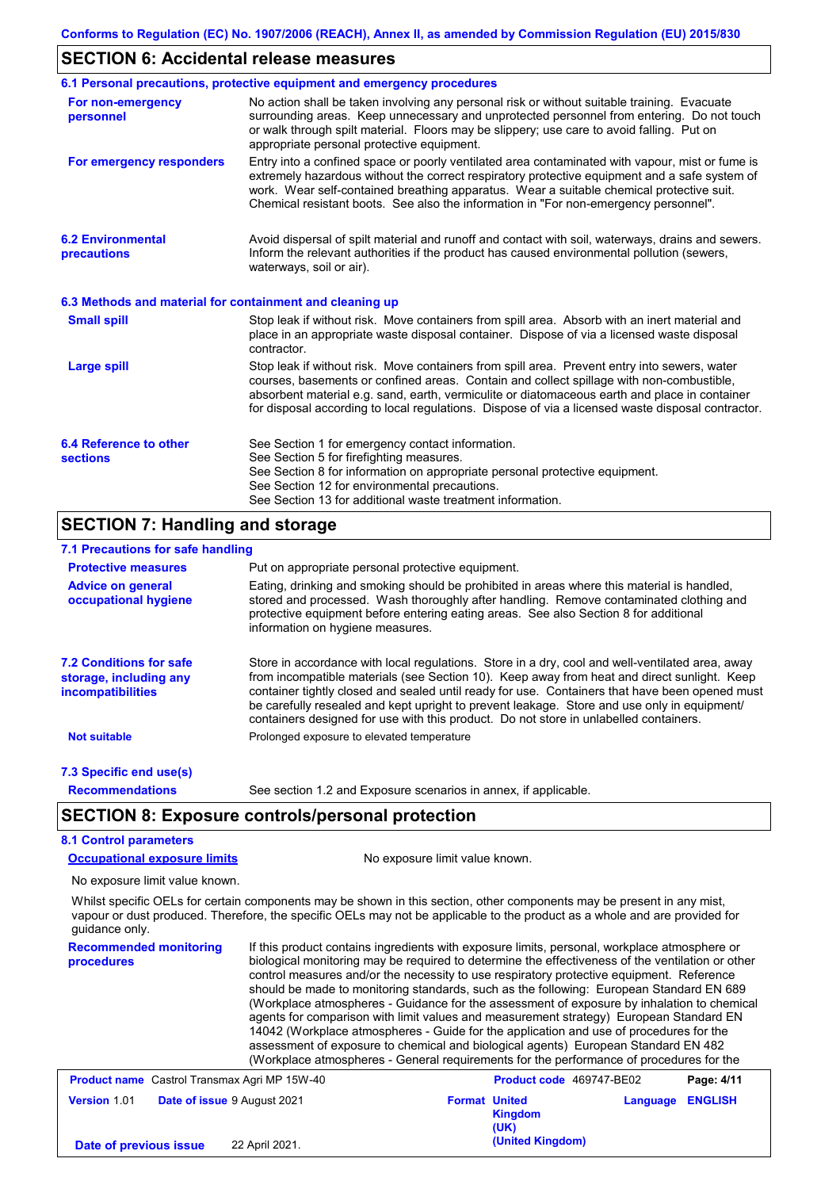## SECTION 6: Accidental release measures

### 6.1 Personal precautions, protective equipment and emergency procedures

**For non-emergency personnel**

No action shall be taken involving any personal risk or without suitable training. Evacuate surrounding areas. Keep unnecessary and unprotected personnel from entering. Do not touch or walk through spilt material. Floors may be slippery; use care to avoid falling. Put on appropriate personal protective equipment.

**For emergency responders**

Entry into a confined space or poorly ventilated area contaminated with vapour, mist or fume is extremely hazardous without the correct respiratory protective equipment and a safe system of work. Wear self-contained breathing apparatus. Wear a suitable chemical protective suit. Chemical resistant boots. See also the information in "For non-emergency personnel".

### 6.2 Environmental precautions

Avoid dispersal of spilt material and runoff and contact with soil, waterways, drains and sewers. Inform the relevant authorities if the product has caused environmental pollution (sewers, waterways, soil or air).

### 6.3 Methods and material for containment and cleaning up

**Small spill**

Stop leak if without risk. Move containers from spill area. Absorb with an inert material and place in an appropriate waste disposal container. Dispose of via a licensed waste disposal contractor.

**Large spill**

Stop leak if without risk. Move containers from spill area. Prevent entry into sewers, water courses, basements or confined areas. Contain and collect spillage with non-combustible, absorbent material e.g. sand, earth, vermiculite or diatomaceous earth and place in container for disposal according to local regulations. Dispose of via a licensed waste disposal contractor.

### 6.4 Reference to other sections

See Section 1 for emergency contact information.
See Section 5 for firefighting measures.
See Section 8 for information on appropriate personal protective equipment.
See Section 12 for environmental precautions.
See Section 13 for additional waste treatment information.

## SECTION 7: Handling and storage

### 7.1 Precautions for safe handling

**Protective measures**

Put on appropriate personal protective equipment.

**Advice on general occupational hygiene**

Eating, drinking and smoking should be prohibited in areas where this material is handled, stored and processed. Wash thoroughly after handling. Remove contaminated clothing and protective equipment before entering eating areas. See also Section 8 for additional information on hygiene measures.

### 7.2 Conditions for safe storage, including any incompatibilities

Store in accordance with local regulations. Store in a dry, cool and well-ventilated area, away from incompatible materials (see Section 10). Keep away from heat and direct sunlight. Keep container tightly closed and sealed until ready for use. Containers that have been opened must be carefully resealed and kept upright to prevent leakage. Store and use only in equipment/containers designed for use with this product. Do not store in unlabelled containers.

**Not suitable**

Prolonged exposure to elevated temperature

### 7.3 Specific end use(s)

**Recommendations**

See section 1.2 and Exposure scenarios in annex, if applicable.

## SECTION 8: Exposure controls/personal protection

### 8.1 Control parameters

**Occupational exposure limits**

No exposure limit value known.

No exposure limit value known.

Whilst specific OELs for certain components may be shown in this section, other components may be present in any mist, vapour or dust produced. Therefore, the specific OELs may not be applicable to the product as a whole and are provided for guidance only.

**Recommended monitoring procedures**

If this product contains ingredients with exposure limits, personal, workplace atmosphere or biological monitoring may be required to determine the effectiveness of the ventilation or other control measures and/or the necessity to use respiratory protective equipment. Reference should be made to monitoring standards, such as the following: European Standard EN 689 (Workplace atmospheres - Guidance for the assessment of exposure by inhalation to chemical agents for comparison with limit values and measurement strategy) European Standard EN 14042 (Workplace atmospheres - Guide for the application and use of procedures for the assessment of exposure to chemical and biological agents) European Standard EN 482 (Workplace atmospheres - General requirements for the performance of procedures for the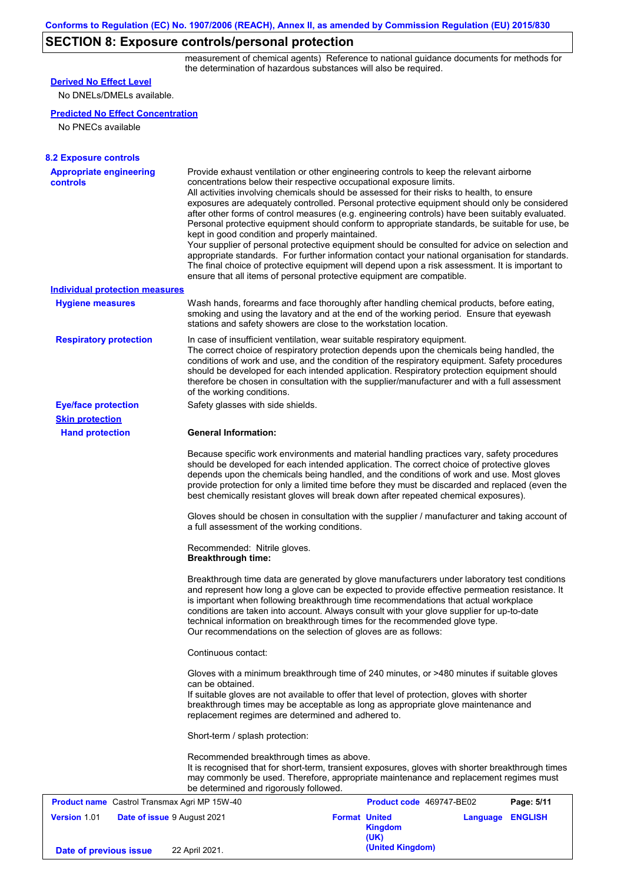## SECTION 8: Exposure controls/personal protection

measurement of chemical agents) Reference to national guidance documents for methods for the determination of hazardous substances will also be required.

**Derived No Effect Level**

No DNELs/DMELs available.

**Predicted No Effect Concentration**

No PNECs available

### 8.2 Exposure controls

**Appropriate engineering controls**

Provide exhaust ventilation or other engineering controls to keep the relevant airborne concentrations below their respective occupational exposure limits.
All activities involving chemicals should be assessed for their risks to health, to ensure exposures are adequately controlled. Personal protective equipment should only be considered after other forms of control measures (e.g. engineering controls) have been suitably evaluated. Personal protective equipment should conform to appropriate standards, be suitable for use, be kept in good condition and properly maintained.
Your supplier of personal protective equipment should be consulted for advice on selection and appropriate standards. For further information contact your national organisation for standards. The final choice of protective equipment will depend upon a risk assessment. It is important to ensure that all items of personal protective equipment are compatible.

**Individual protection measures**

**Hygiene measures**

Wash hands, forearms and face thoroughly after handling chemical products, before eating, smoking and using the lavatory and at the end of the working period. Ensure that eyewash stations and safety showers are close to the workstation location.

**Respiratory protection**

In case of insufficient ventilation, wear suitable respiratory equipment.
The correct choice of respiratory protection depends upon the chemicals being handled, the conditions of work and use, and the condition of the respiratory equipment. Safety procedures should be developed for each intended application. Respiratory protection equipment should therefore be chosen in consultation with the supplier/manufacturer and with a full assessment of the working conditions.

**Eye/face protection**

Safety glasses with side shields.

**Skin protection**

**Hand protection**

**General Information:**

Because specific work environments and material handling practices vary, safety procedures should be developed for each intended application. The correct choice of protective gloves depends upon the chemicals being handled, and the conditions of work and use. Most gloves provide protection for only a limited time before they must be discarded and replaced (even the best chemically resistant gloves will break down after repeated chemical exposures).

Gloves should be chosen in consultation with the supplier / manufacturer and taking account of a full assessment of the working conditions.

Recommended: Nitrile gloves.
**Breakthrough time:**

Breakthrough time data are generated by glove manufacturers under laboratory test conditions and represent how long a glove can be expected to provide effective permeation resistance. It is important when following breakthrough time recommendations that actual workplace conditions are taken into account. Always consult with your glove supplier for up-to-date technical information on breakthrough times for the recommended glove type.
Our recommendations on the selection of gloves are as follows:

Continuous contact:

Gloves with a minimum breakthrough time of 240 minutes, or >480 minutes if suitable gloves can be obtained.
If suitable gloves are not available to offer that level of protection, gloves with shorter breakthrough times may be acceptable as long as appropriate glove maintenance and replacement regimes are determined and adhered to.

Short-term / splash protection:

Recommended breakthrough times as above.
It is recognised that for short-term, transient exposures, gloves with shorter breakthrough times may commonly be used. Therefore, appropriate maintenance and replacement regimes must be determined and rigorously followed.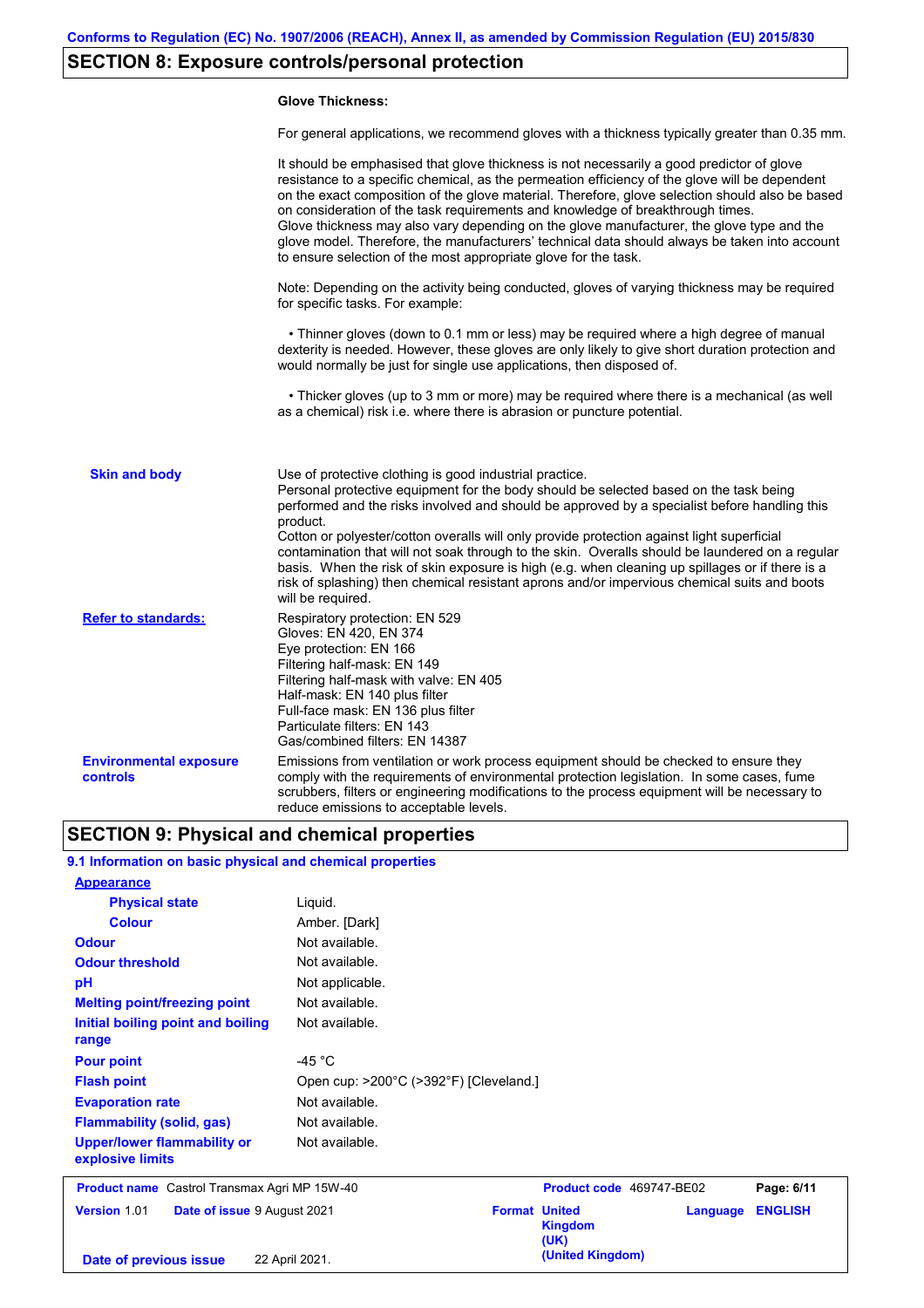## SECTION 8: Exposure controls/personal protection

**Glove Thickness:**

For general applications, we recommend gloves with a thickness typically greater than 0.35 mm.

It should be emphasised that glove thickness is not necessarily a good predictor of glove resistance to a specific chemical, as the permeation efficiency of the glove will be dependent on the exact composition of the glove material. Therefore, glove selection should also be based on consideration of the task requirements and knowledge of breakthrough times.
Glove thickness may also vary depending on the glove manufacturer, the glove type and the glove model. Therefore, the manufacturers' technical data should always be taken into account to ensure selection of the most appropriate glove for the task.

Note: Depending on the activity being conducted, gloves of varying thickness may be required for specific tasks. For example:

- Thinner gloves (down to 0.1 mm or less) may be required where a high degree of manual dexterity is needed. However, these gloves are only likely to give short duration protection and would normally be just for single use applications, then disposed of.

- Thicker gloves (up to 3 mm or more) may be required where there is a mechanical (as well as a chemical) risk i.e. where there is abrasion or puncture potential.

**Skin and body**

Use of protective clothing is good industrial practice.
Personal protective equipment for the body should be selected based on the task being performed and the risks involved and should be approved by a specialist before handling this product.
Cotton or polyester/cotton overalls will only provide protection against light superficial contamination that will not soak through to the skin. Overalls should be laundered on a regular basis. When the risk of skin exposure is high (e.g. when cleaning up spillages or if there is a risk of splashing) then chemical resistant aprons and/or impervious chemical suits and boots will be required.

**Refer to standards:**

Respiratory protection: EN 529
Gloves: EN 420, EN 374
Eye protection: EN 166
Filtering half-mask: EN 149
Filtering half-mask with valve: EN 405
Half-mask: EN 140 plus filter
Full-face mask: EN 136 plus filter
Particulate filters: EN 143
Gas/combined filters: EN 14387

**Environmental exposure controls**

Emissions from ventilation or work process equipment should be checked to ensure they comply with the requirements of environmental protection legislation. In some cases, fume scrubbers, filters or engineering modifications to the process equipment will be necessary to reduce emissions to acceptable levels.

## SECTION 9: Physical and chemical properties

### 9.1 Information on basic physical and chemical properties

| Property | Value |
|---|---|
| **Appearance** | |
| Physical state | Liquid. |
| Colour | Amber. [Dark] |
| Odour | Not available. |
| Odour threshold | Not available. |
| pH | Not applicable. |
| Melting point/freezing point | Not available. |
| Initial boiling point and boiling range | Not available. |
| Pour point | -45 °C |
| Flash point | Open cup: >200°C (>392°F) [Cleveland.] |
| Evaporation rate | Not available. |
| Flammability (solid, gas) | Not available. |
| Upper/lower flammability or explosive limits | Not available. |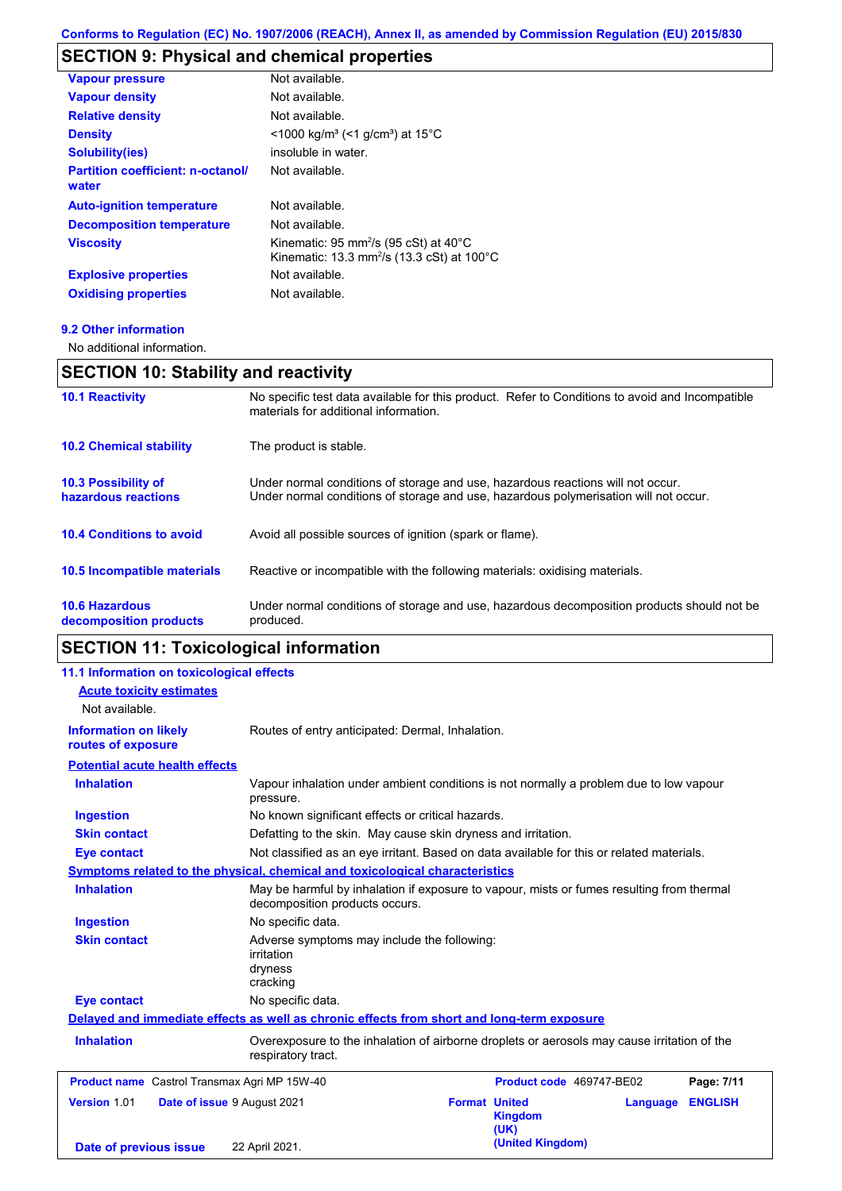## SECTION 9: Physical and chemical properties

| | |
|---|---|
| **Vapour pressure** | Not available. |
| **Vapour density** | Not available. |
| **Relative density** | Not available. |
| **Density** | <1000 kg/m³ (<1 g/cm³) at 15°C |
| **Solubility(ies)** | insoluble in water. |
| **Partition coefficient: n-octanol/ water** | Not available. |
| **Auto-ignition temperature** | Not available. |
| **Decomposition temperature** | Not available. |
| **Viscosity** | Kinematic: 95 mm²/s (95 cSt) at 40°C<br>Kinematic: 13.3 mm²/s (13.3 cSt) at 100°C |
| **Explosive properties** | Not available. |
| **Oxidising properties** | Not available. |

### 9.2 Other information

No additional information.

## SECTION 10: Stability and reactivity

| | |
|---|---|
| **10.1 Reactivity** | No specific test data available for this product. Refer to Conditions to avoid and Incompatible materials for additional information. |
| **10.2 Chemical stability** | The product is stable. |
| **10.3 Possibility of hazardous reactions** | Under normal conditions of storage and use, hazardous reactions will not occur.<br>Under normal conditions of storage and use, hazardous polymerisation will not occur. |
| **10.4 Conditions to avoid** | Avoid all possible sources of ignition (spark or flame). |
| **10.5 Incompatible materials** | Reactive or incompatible with the following materials: oxidising materials. |
| **10.6 Hazardous decomposition products** | Under normal conditions of storage and use, hazardous decomposition products should not be produced. |

## SECTION 11: Toxicological information

### 11.1 Information on toxicological effects

**Acute toxicity estimates**

Not available.

**Information on likely routes of exposure**: Routes of entry anticipated: Dermal, Inhalation.

**Potential acute health effects**

| | |
|---|---|
| **Inhalation** | Vapour inhalation under ambient conditions is not normally a problem due to low vapour pressure. |
| **Ingestion** | No known significant effects or critical hazards. |
| **Skin contact** | Defatting to the skin. May cause skin dryness and irritation. |
| **Eye contact** | Not classified as an eye irritant. Based on data available for this or related materials. |

**Symptoms related to the physical, chemical and toxicological characteristics**

| | |
|---|---|
| **Inhalation** | May be harmful by inhalation if exposure to vapour, mists or fumes resulting from thermal decomposition products occurs. |
| **Ingestion** | No specific data. |
| **Skin contact** | Adverse symptoms may include the following:<br>irritation<br>dryness<br>cracking |
| **Eye contact** | No specific data. |

**Delayed and immediate effects as well as chronic effects from short and long-term exposure**

| | |
|---|---|
| **Inhalation** | Overexposure to the inhalation of airborne droplets or aerosols may cause irritation of the respiratory tract. |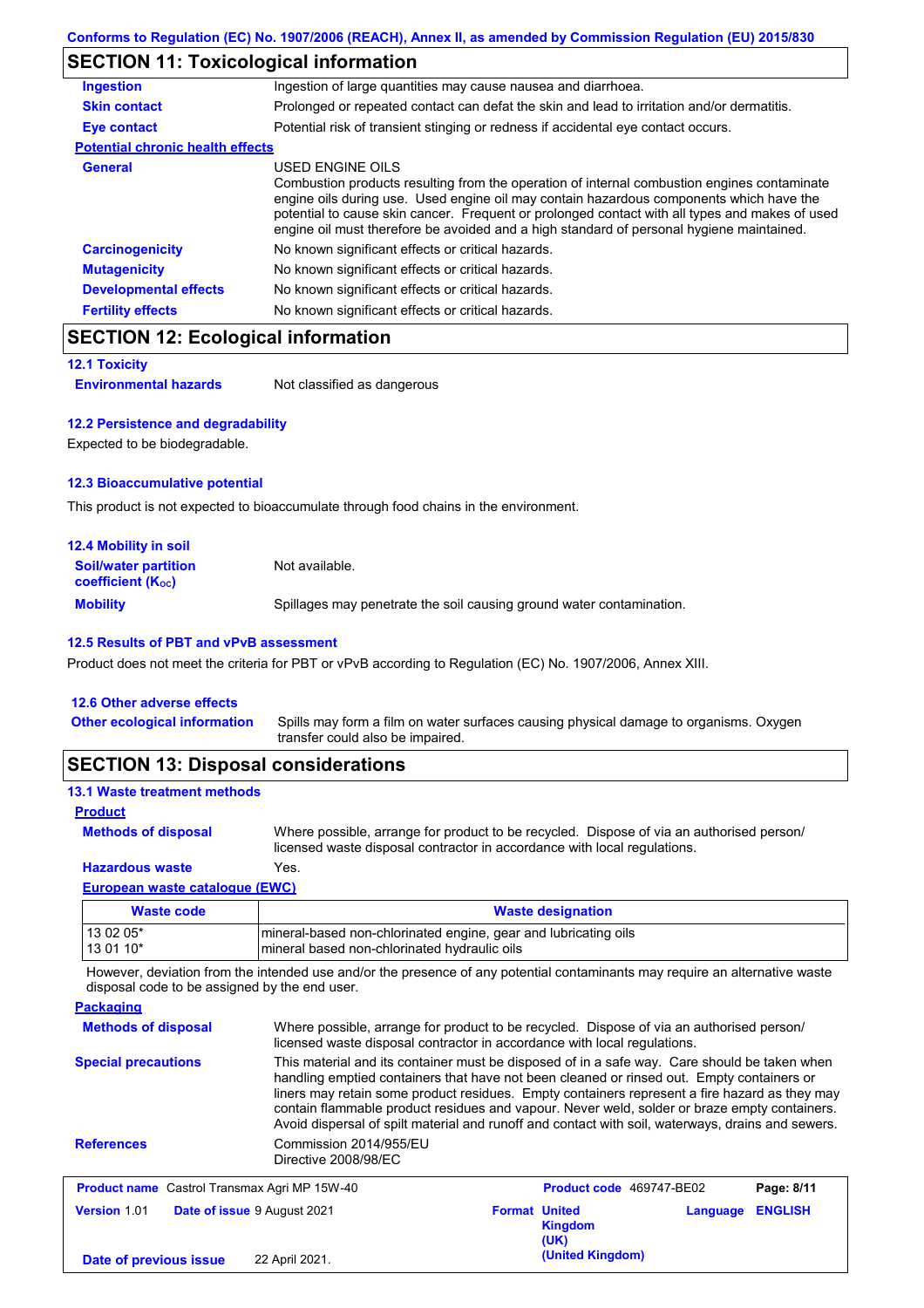Conforms to Regulation (EC) No. 1907/2006 (REACH), Annex II, as amended by Commission Regulation (EU) 2015/830

## SECTION 11: Toxicological information

**Ingestion**: Ingestion of large quantities may cause nausea and diarrhoea.

**Skin contact**: Prolonged or repeated contact can defat the skin and lead to irritation and/or dermatitis.

**Eye contact**: Potential risk of transient stinging or redness if accidental eye contact occurs.

**Potential chronic health effects**

**General**: USED ENGINE OILS
Combustion products resulting from the operation of internal combustion engines contaminate engine oils during use. Used engine oil may contain hazardous components which have the potential to cause skin cancer. Frequent or prolonged contact with all types and makes of used engine oil must therefore be avoided and a high standard of personal hygiene maintained.

**Carcinogenicity**: No known significant effects or critical hazards.

**Mutagenicity**: No known significant effects or critical hazards.

**Developmental effects**: No known significant effects or critical hazards.

**Fertility effects**: No known significant effects or critical hazards.

## SECTION 12: Ecological information

### 12.1 Toxicity

**Environmental hazards**: Not classified as dangerous

### 12.2 Persistence and degradability

Expected to be biodegradable.

### 12.3 Bioaccumulative potential

This product is not expected to bioaccumulate through food chains in the environment.

### 12.4 Mobility in soil

**Soil/water partition coefficient ($K_{OC}$)**: Not available.

**Mobility**: Spillages may penetrate the soil causing ground water contamination.

### 12.5 Results of PBT and vPvB assessment

Product does not meet the criteria for PBT or vPvB according to Regulation (EC) No. 1907/2006, Annex XIII.

### 12.6 Other adverse effects

**Other ecological information**: Spills may form a film on water surfaces causing physical damage to organisms. Oxygen transfer could also be impaired.

## SECTION 13: Disposal considerations

### 13.1 Waste treatment methods

**Product**

**Methods of disposal**: Where possible, arrange for product to be recycled. Dispose of via an authorised person/ licensed waste disposal contractor in accordance with local regulations.

**Hazardous waste**: Yes.

**European waste catalogue (EWC)**

| Waste code | Waste designation |
|---|---|
| 13 02 05* | mineral-based non-chlorinated engine, gear and lubricating oils |
| 13 01 10* | mineral based non-chlorinated hydraulic oils |

However, deviation from the intended use and/or the presence of any potential contaminants may require an alternative waste disposal code to be assigned by the end user.

**Packaging**

**Methods of disposal**: Where possible, arrange for product to be recycled. Dispose of via an authorised person/ licensed waste disposal contractor in accordance with local regulations.

**Special precautions**: This material and its container must be disposed of in a safe way. Care should be taken when handling emptied containers that have not been cleaned or rinsed out. Empty containers or liners may retain some product residues. Empty containers represent a fire hazard as they may contain flammable product residues and vapour. Never weld, solder or braze empty containers. Avoid dispersal of spilt material and runoff and contact with soil, waterways, drains and sewers.

**References**: Commission 2014/955/EU
Directive 2008/98/EC

| Product name Castrol Transmax Agri MP 15W-40 | | Product code 469747-BE02 | Page: 8/11 |
|---|---|---|---|
| Version 1.01 | Date of issue 9 August 2021 | Format United Kingdom (UK) (United Kingdom) | Language ENGLISH |
| Date of previous issue | 22 April 2021. | | |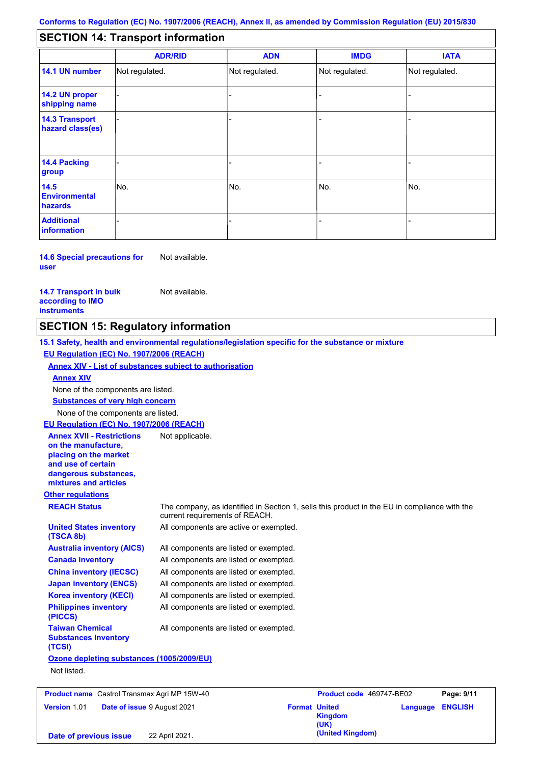Conforms to Regulation (EC) No. 1907/2006 (REACH), Annex II, as amended by Commission Regulation (EU) 2015/830

## SECTION 14: Transport information

| | ADR/RID | ADN | IMDG | IATA |
|---|---|---|---|---|
| **14.1 UN number** | Not regulated. | Not regulated. | Not regulated. | Not regulated. |
| **14.2 UN proper shipping name** | - | - | - | - |
| **14.3 Transport hazard class(es)** | - | - | - | - |
| **14.4 Packing group** | - | - | - | - |
| **14.5 Environmental hazards** | No. | No. | No. | No. |
| **Additional information** | - | - | - | - |

**14.6 Special precautions for user** Not available.

**14.7 Transport in bulk according to IMO instruments** Not available.

## SECTION 15: Regulatory information

**15.1 Safety, health and environmental regulations/legislation specific for the substance or mixture**

**EU Regulation (EC) No. 1907/2006 (REACH)**

**Annex XIV - List of substances subject to authorisation**

**Annex XIV**

None of the components are listed.

**Substances of very high concern**

None of the components are listed.

**EU Regulation (EC) No. 1907/2006 (REACH)**

**Annex XVII - Restrictions on the manufacture, placing on the market and use of certain dangerous substances, mixtures and articles** Not applicable.

**Other regulations**

**REACH Status** The company, as identified in Section 1, sells this product in the EU in compliance with the current requirements of REACH.

**United States inventory (TSCA 8b)** All components are active or exempted.

**Australia inventory (AICS)** All components are listed or exempted.

**Canada inventory** All components are listed or exempted.

**China inventory (IECSC)** All components are listed or exempted.

**Japan inventory (ENCS)** All components are listed or exempted.

**Korea inventory (KECI)** All components are listed or exempted.

**Philippines inventory (PICCS)** All components are listed or exempted.

**Taiwan Chemical Substances Inventory (TCSI)** All components are listed or exempted.

**Ozone depleting substances (1005/2009/EU)**

Not listed.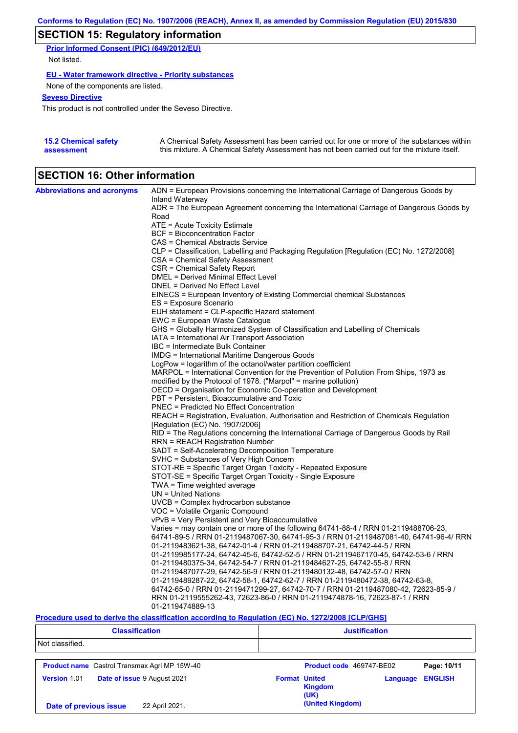## SECTION 15: Regulatory information

**Prior Informed Consent (PIC) (649/2012/EU)**

Not listed.

**EU - Water framework directive - Priority substances**

None of the components are listed.

**Seveso Directive**

This product is not controlled under the Seveso Directive.

**15.2 Chemical safety assessment**

A Chemical Safety Assessment has been carried out for one or more of the substances within this mixture. A Chemical Safety Assessment has not been carried out for the mixture itself.

## SECTION 16: Other information

**Abbreviations and acronyms**

ADN = European Provisions concerning the International Carriage of Dangerous Goods by Inland Waterway
ADR = The European Agreement concerning the International Carriage of Dangerous Goods by Road
ATE = Acute Toxicity Estimate
BCF = Bioconcentration Factor
CAS = Chemical Abstracts Service
CLP = Classification, Labelling and Packaging Regulation [Regulation (EC) No. 1272/2008]
CSA = Chemical Safety Assessment
CSR = Chemical Safety Report
DMEL = Derived Minimal Effect Level
DNEL = Derived No Effect Level
EINECS = European Inventory of Existing Commercial chemical Substances
ES = Exposure Scenario
EUH statement = CLP-specific Hazard statement
EWC = European Waste Catalogue
GHS = Globally Harmonized System of Classification and Labelling of Chemicals
IATA = International Air Transport Association
IBC = Intermediate Bulk Container
IMDG = International Maritime Dangerous Goods
LogPow = logarithm of the octanol/water partition coefficient
MARPOL = International Convention for the Prevention of Pollution From Ships, 1973 as modified by the Protocol of 1978. ("Marpol" = marine pollution)
OECD = Organisation for Economic Co-operation and Development
PBT = Persistent, Bioaccumulative and Toxic
PNEC = Predicted No Effect Concentration
REACH = Registration, Evaluation, Authorisation and Restriction of Chemicals Regulation [Regulation (EC) No. 1907/2006]
RID = The Regulations concerning the International Carriage of Dangerous Goods by Rail
RRN = REACH Registration Number
SADT = Self-Accelerating Decomposition Temperature
SVHC = Substances of Very High Concern
STOT-RE = Specific Target Organ Toxicity - Repeated Exposure
STOT-SE = Specific Target Organ Toxicity - Single Exposure
TWA = Time weighted average
UN = United Nations
UVCB = Complex hydrocarbon substance
VOC = Volatile Organic Compound
vPvB = Very Persistent and Very Bioaccumulative
Varies = may contain one or more of the following 64741-88-4 / RRN 01-2119488706-23, 64741-89-5 / RRN 01-2119487067-30, 64741-95-3 / RRN 01-2119487081-40, 64741-96-4/ RRN 01-2119483621-38, 64742-01-4 / RRN 01-2119488707-21, 64742-44-5 / RRN 01-2119985177-24, 64742-45-6, 64742-52-5 / RRN 01-2119467170-45, 64742-53-6 / RRN 01-2119480375-34, 64742-54-7 / RRN 01-2119484627-25, 64742-55-8 / RRN 01-2119487077-29, 64742-56-9 / RRN 01-2119480132-48, 64742-57-0 / RRN 01-2119489287-22, 64742-58-1, 64742-62-7 / RRN 01-2119480472-38, 64742-63-8, 64742-65-0 / RRN 01-2119471299-27, 64742-70-7 / RRN 01-2119487080-42, 72623-85-9 / RRN 01-2119555262-43, 72623-86-0 / RRN 01-2119474878-16, 72623-87-1 / RRN 01-2119474889-13

**Procedure used to derive the classification according to Regulation (EC) No. 1272/2008 [CLP/GHS]**

| Classification | Justification |
|---|---|
| Not classified. | |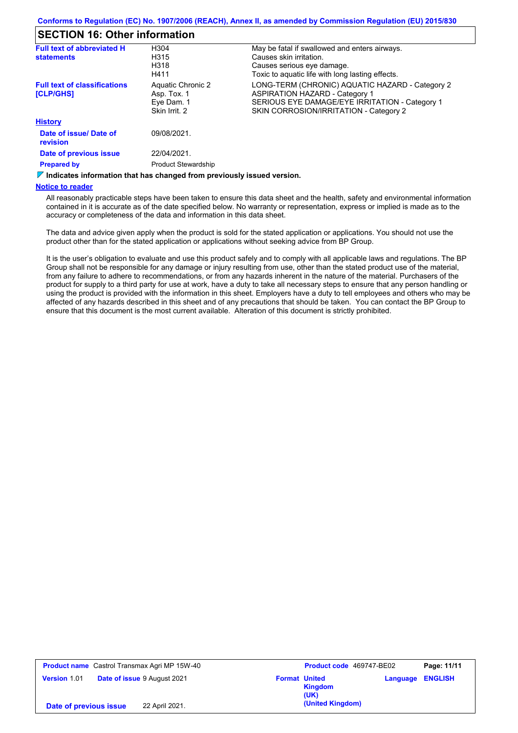Conforms to Regulation (EC) No. 1907/2006 (REACH), Annex II, as amended by Commission Regulation (EU) 2015/830

## SECTION 16: Other information

| | | |
|---|---|---|
| **Full text of abbreviated H statements** | H304 | May be fatal if swallowed and enters airways. |
| | H315 | Causes skin irritation. |
| | H318 | Causes serious eye damage. |
| | H411 | Toxic to aquatic life with long lasting effects. |
| **Full text of classifications [CLP/GHS]** | Aquatic Chronic 2 | LONG-TERM (CHRONIC) AQUATIC HAZARD - Category 2 |
| | Asp. Tox. 1 | ASPIRATION HAZARD - Category 1 |
| | Eye Dam. 1 | SERIOUS EYE DAMAGE/EYE IRRITATION - Category 1 |
| | Skin Irrit. 2 | SKIN CORROSION/IRRITATION - Category 2 |

**History**

| | |
|---|---|
| **Date of issue/ Date of revision** | 09/08/2021. |
| **Date of previous issue** | 22/04/2021. |
| **Prepared by** | Product Stewardship |

**Indicates information that has changed from previously issued version.**

**Notice to reader**

All reasonably practicable steps have been taken to ensure this data sheet and the health, safety and environmental information contained in it is accurate as of the date specified below. No warranty or representation, express or implied is made as to the accuracy or completeness of the data and information in this data sheet.

The data and advice given apply when the product is sold for the stated application or applications. You should not use the product other than for the stated application or applications without seeking advice from BP Group.

It is the user's obligation to evaluate and use this product safely and to comply with all applicable laws and regulations. The BP Group shall not be responsible for any damage or injury resulting from use, other than the stated product use of the material, from any failure to adhere to recommendations, or from any hazards inherent in the nature of the material. Purchasers of the product for supply to a third party for use at work, have a duty to take all necessary steps to ensure that any person handling or using the product is provided with the information in this sheet. Employers have a duty to tell employees and others who may be affected of any hazards described in this sheet and of any precautions that should be taken. You can contact the BP Group to ensure that this document is the most current available. Alteration of this document is strictly prohibited.